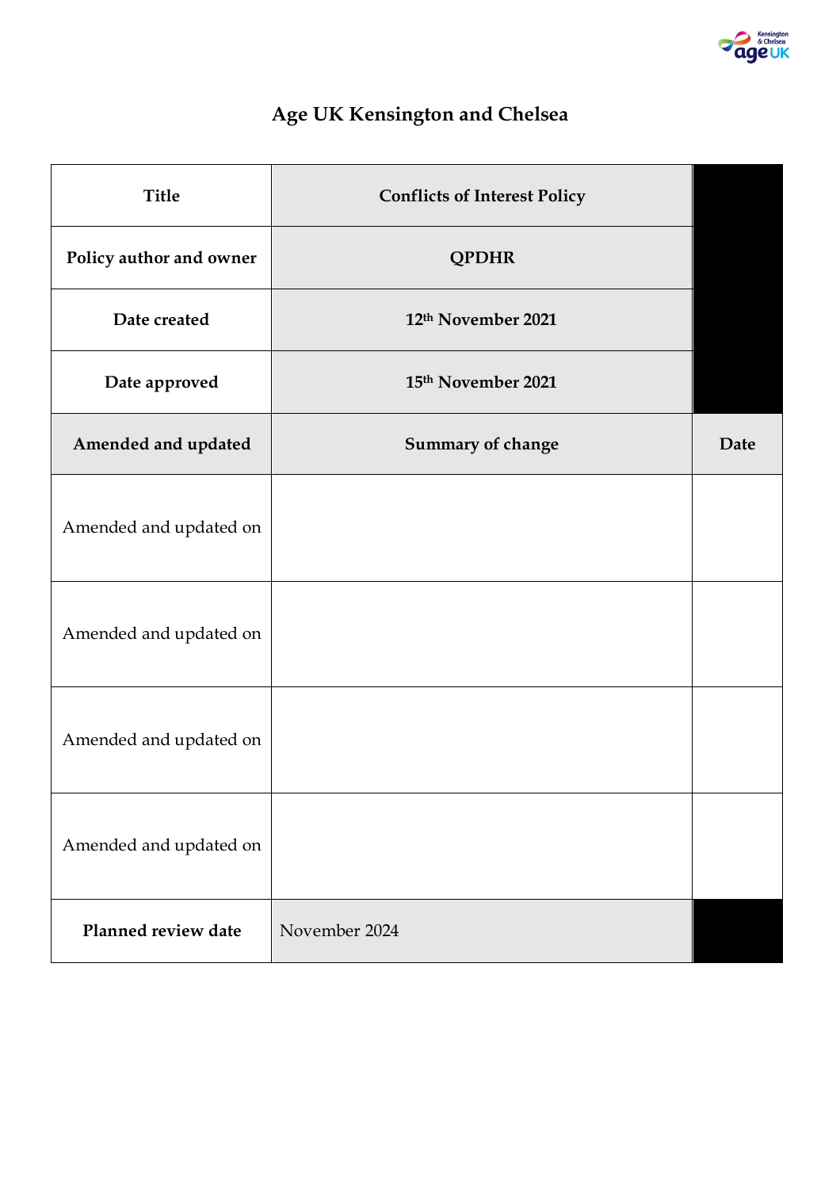# Age UK Kensington and Chelsea

| Title | Conflicts of Interest Policy | |
|---|---|---|
| Policy author and owner | QPDHR | |
| Date created | 12th November 2021 | |
| Date approved | 15th November 2021 | |
| **Amended and updated** | **Summary of change** | **Date** |
| Amended and updated on | | |
| Amended and updated on | | |
| Amended and updated on | | |
| Amended and updated on | | |
| **Planned review date** | November 2024 | |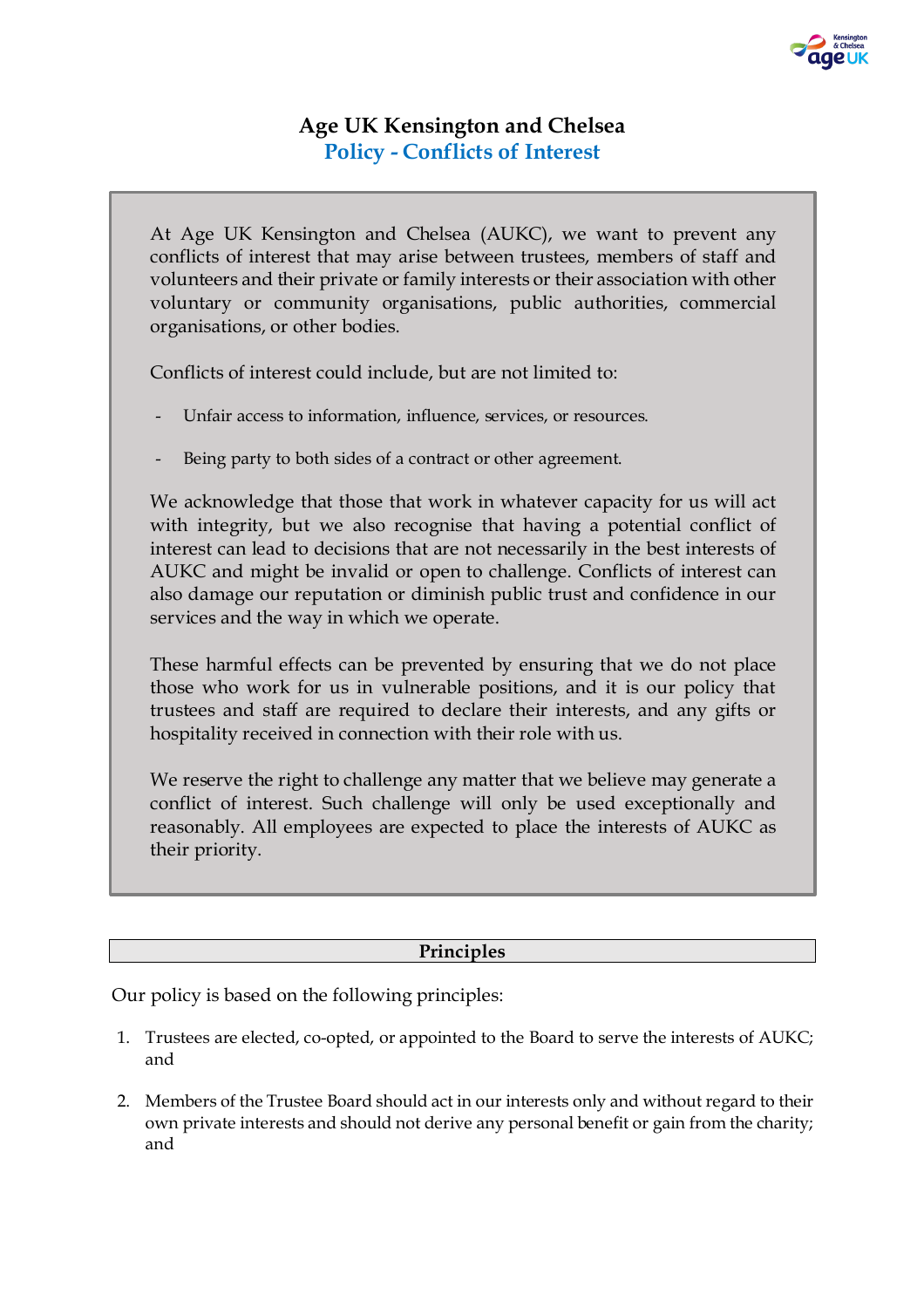# Age UK Kensington and Chelsea
## Policy - Conflicts of Interest

At Age UK Kensington and Chelsea (AUKC), we want to prevent any conflicts of interest that may arise between trustees, members of staff and volunteers and their private or family interests or their association with other voluntary or community organisations, public authorities, commercial organisations, or other bodies.

Conflicts of interest could include, but are not limited to:

- Unfair access to information, influence, services, or resources.
- Being party to both sides of a contract or other agreement.

We acknowledge that those that work in whatever capacity for us will act with integrity, but we also recognise that having a potential conflict of interest can lead to decisions that are not necessarily in the best interests of AUKC and might be invalid or open to challenge. Conflicts of interest can also damage our reputation or diminish public trust and confidence in our services and the way in which we operate.

These harmful effects can be prevented by ensuring that we do not place those who work for us in vulnerable positions, and it is our policy that trustees and staff are required to declare their interests, and any gifts or hospitality received in connection with their role with us.

We reserve the right to challenge any matter that we believe may generate a conflict of interest. Such challenge will only be used exceptionally and reasonably. All employees are expected to place the interests of AUKC as their priority.

### Principles

Our policy is based on the following principles:

1. Trustees are elected, co-opted, or appointed to the Board to serve the interests of AUKC; and
2. Members of the Trustee Board should act in our interests only and without regard to their own private interests and should not derive any personal benefit or gain from the charity; and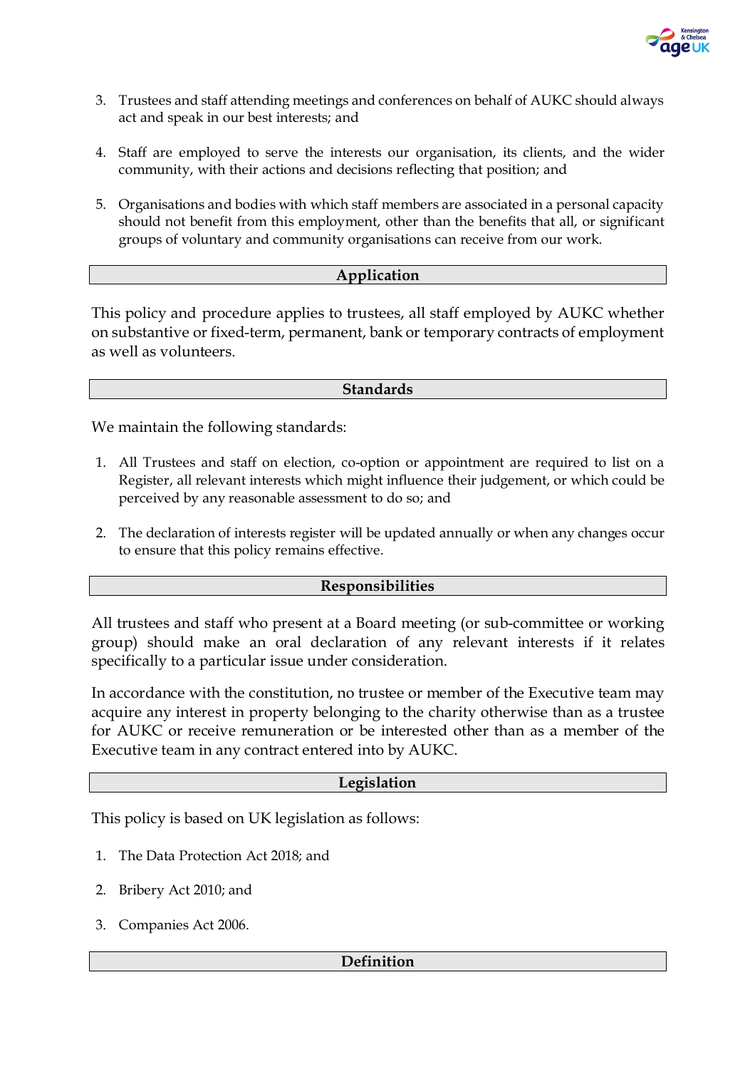3. Trustees and staff attending meetings and conferences on behalf of AUKC should always act and speak in our best interests; and

4. Staff are employed to serve the interests our organisation, its clients, and the wider community, with their actions and decisions reflecting that position; and

5. Organisations and bodies with which staff members are associated in a personal capacity should not benefit from this employment, other than the benefits that all, or significant groups of voluntary and community organisations can receive from our work.

## Application

This policy and procedure applies to trustees, all staff employed by AUKC whether on substantive or fixed-term, permanent, bank or temporary contracts of employment as well as volunteers.

## Standards

We maintain the following standards:

1. All Trustees and staff on election, co-option or appointment are required to list on a Register, all relevant interests which might influence their judgement, or which could be perceived by any reasonable assessment to do so; and

2. The declaration of interests register will be updated annually or when any changes occur to ensure that this policy remains effective.

## Responsibilities

All trustees and staff who present at a Board meeting (or sub-committee or working group) should make an oral declaration of any relevant interests if it relates specifically to a particular issue under consideration.

In accordance with the constitution, no trustee or member of the Executive team may acquire any interest in property belonging to the charity otherwise than as a trustee for AUKC or receive remuneration or be interested other than as a member of the Executive team in any contract entered into by AUKC.

## Legislation

This policy is based on UK legislation as follows:

1. The Data Protection Act 2018; and

2. Bribery Act 2010; and

3. Companies Act 2006.

## Definition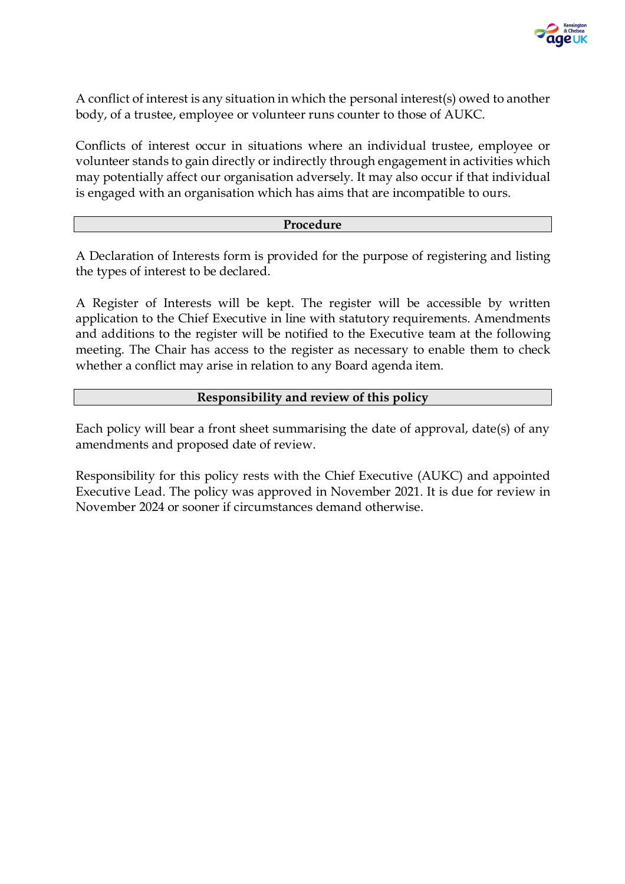A conflict of interest is any situation in which the personal interest(s) owed to another body, of a trustee, employee or volunteer runs counter to those of AUKC.

Conflicts of interest occur in situations where an individual trustee, employee or volunteer stands to gain directly or indirectly through engagement in activities which may potentially affect our organisation adversely. It may also occur if that individual is engaged with an organisation which has aims that are incompatible to ours.

## Procedure

A Declaration of Interests form is provided for the purpose of registering and listing the types of interest to be declared.

A Register of Interests will be kept. The register will be accessible by written application to the Chief Executive in line with statutory requirements. Amendments and additions to the register will be notified to the Executive team at the following meeting. The Chair has access to the register as necessary to enable them to check whether a conflict may arise in relation to any Board agenda item.

## Responsibility and review of this policy

Each policy will bear a front sheet summarising the date of approval, date(s) of any amendments and proposed date of review.

Responsibility for this policy rests with the Chief Executive (AUKC) and appointed Executive Lead. The policy was approved in November 2021. It is due for review in November 2024 or sooner if circumstances demand otherwise.